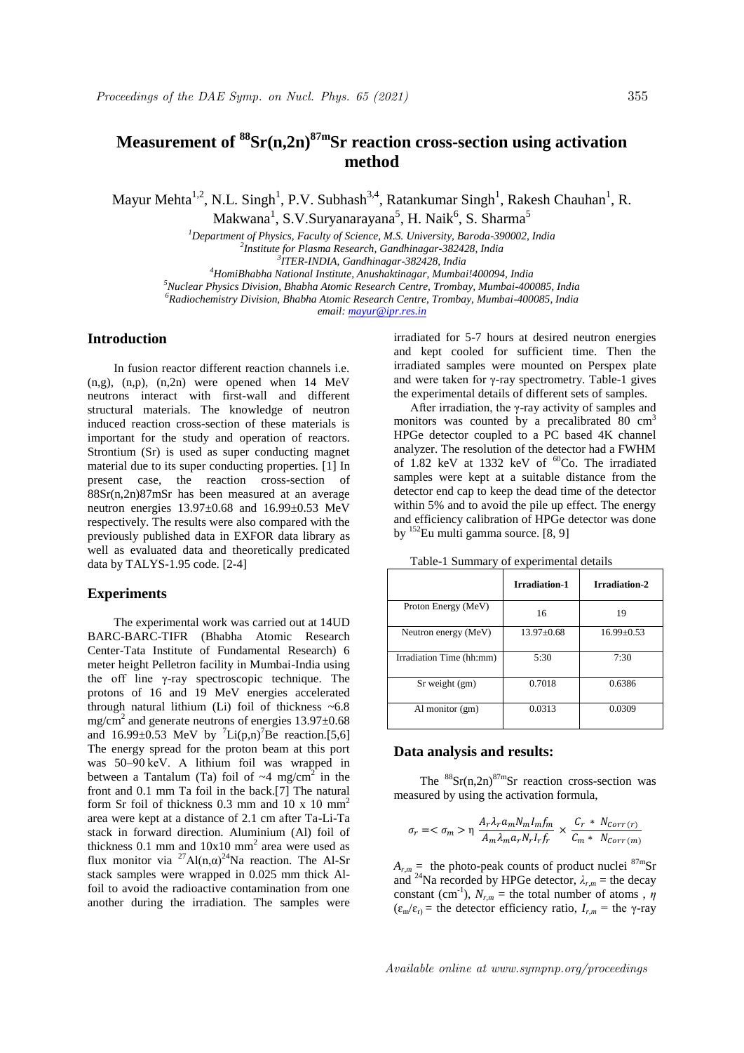# Measurement of $^{88}$Sr(n,2n)$^{87m}$Sr reaction cross-section using activation method

Mayur Mehta[1,2], N.L. Singh[1], P.V. Subhash[3,4], Ratankumar Singh[1], Rakesh Chauhan[1], R. Makwana[1], S.V.Suryanarayana[5], H. Naik[6], S. Sharma[5]

[1]*Department of Physics, Faculty of Science, M.S. University, Baroda-390002, India*
[2]*Institute for Plasma Research, Gandhinagar-382428, India*
[3]*ITER-INDIA, Gandhinagar-382428, India*
[4]*HomiBhabha National Institute, Anushaktinagar, Mumbai!400094, India*
[5]*Nuclear Physics Division, Bhabha Atomic Research Centre, Trombay, Mumbai-400085, India*
[6]*Radiochemistry Division, Bhabha Atomic Research Centre, Trombay, Mumbai-400085, India*
*email: mayur@ipr.res.in*

## Introduction

In fusion reactor different reaction channels i.e. (n,g), (n,p), (n,2n) were opened when 14 MeV neutrons interact with first-wall and different structural materials. The knowledge of neutron induced reaction cross-section of these materials is important for the study and operation of reactors. Strontium (Sr) is used as super conducting magnet material due to its super conducting properties. [1] In present case, the reaction cross-section of 88Sr(n,2n)87mSr has been measured at an average neutron energies 13.97±0.68 and 16.99±0.53 MeV respectively. The results were also compared with the previously published data in EXFOR data library as well as evaluated data and theoretically predicated data by TALYS-1.95 code. [2-4]

## Experiments

The experimental work was carried out at 14UD BARC-BARC-TIFR (Bhabha Atomic Research Center-Tata Institute of Fundamental Research) 6 meter height Pelletron facility in Mumbai-India using the off line γ-ray spectroscopic technique. The protons of 16 and 19 MeV energies accelerated through natural lithium (Li) foil of thickness ~6.8 mg/cm$^2$ and generate neutrons of energies 13.97±0.68 and 16.99±0.53 MeV by $^7$Li(p,n)$^7$Be reaction.[5,6] The energy spread for the proton beam at this port was 50–90 keV. A lithium foil was wrapped in between a Tantalum (Ta) foil of ~4 mg/cm$^2$ in the front and 0.1 mm Ta foil in the back.[7] The natural form Sr foil of thickness 0.3 mm and 10 x 10 mm$^2$ area were kept at a distance of 2.1 cm after Ta-Li-Ta stack in forward direction. Aluminium (Al) foil of thickness 0.1 mm and 10x10 mm$^2$ area were used as flux monitor via $^{27}$Al(n,α)$^{24}$Na reaction. The Al-Sr stack samples were wrapped in 0.025 mm thick Al-foil to avoid the radioactive contamination from one another during the irradiation. The samples were irradiated for 5-7 hours at desired neutron energies and kept cooled for sufficient time. Then the irradiated samples were mounted on Perspex plate and were taken for γ-ray spectrometry. Table-1 gives the experimental details of different sets of samples.

After irradiation, the γ-ray activity of samples and monitors was counted by a precalibrated 80 cm$^3$ HPGe detector coupled to a PC based 4K channel analyzer. The resolution of the detector had a FWHM of 1.82 keV at 1332 keV of $^{60}$Co. The irradiated samples were kept at a suitable distance from the detector end cap to keep the dead time of the detector within 5% and to avoid the pile up effect. The energy and efficiency calibration of HPGe detector was done by $^{152}$Eu multi gamma source. [8, 9]

Table-1 Summary of experimental details

| | Irradiation-1 | Irradiation-2 |
|---|---|---|
| Proton Energy (MeV) | 16 | 19 |
| Neutron energy (MeV) | 13.97±0.68 | 16.99±0.53 |
| Irradiation Time (hh:mm) | 5:30 | 7:30 |
| Sr weight (gm) | 0.7018 | 0.6386 |
| Al monitor (gm) | 0.0313 | 0.0309 |

## Data analysis and results:

The $^{88}$Sr(n,2n)$^{87m}$Sr reaction cross-section was measured by using the activation formula,

$$\sigma_r = <\sigma_m> \eta \; \frac{A_r \lambda_r a_m N_m I_m f_m}{A_m \lambda_m a_r N_r I_r f_r} \times \frac{C_r \, * \, N_{Corr\,(r)}}{C_m \, * \, N_{Corr\,(m)}}$$

$A_{r,m}$ = the photo-peak counts of product nuclei $^{87m}$Sr and $^{24}$Na recorded by HPGe detector, $\lambda_{r,m}$ = the decay constant (cm$^{-1}$), $N_{r,m}$ = the total number of atoms , $\eta$ ($\varepsilon_m/\varepsilon_r$) = the detector efficiency ratio, $I_{r,m}$ = the γ-ray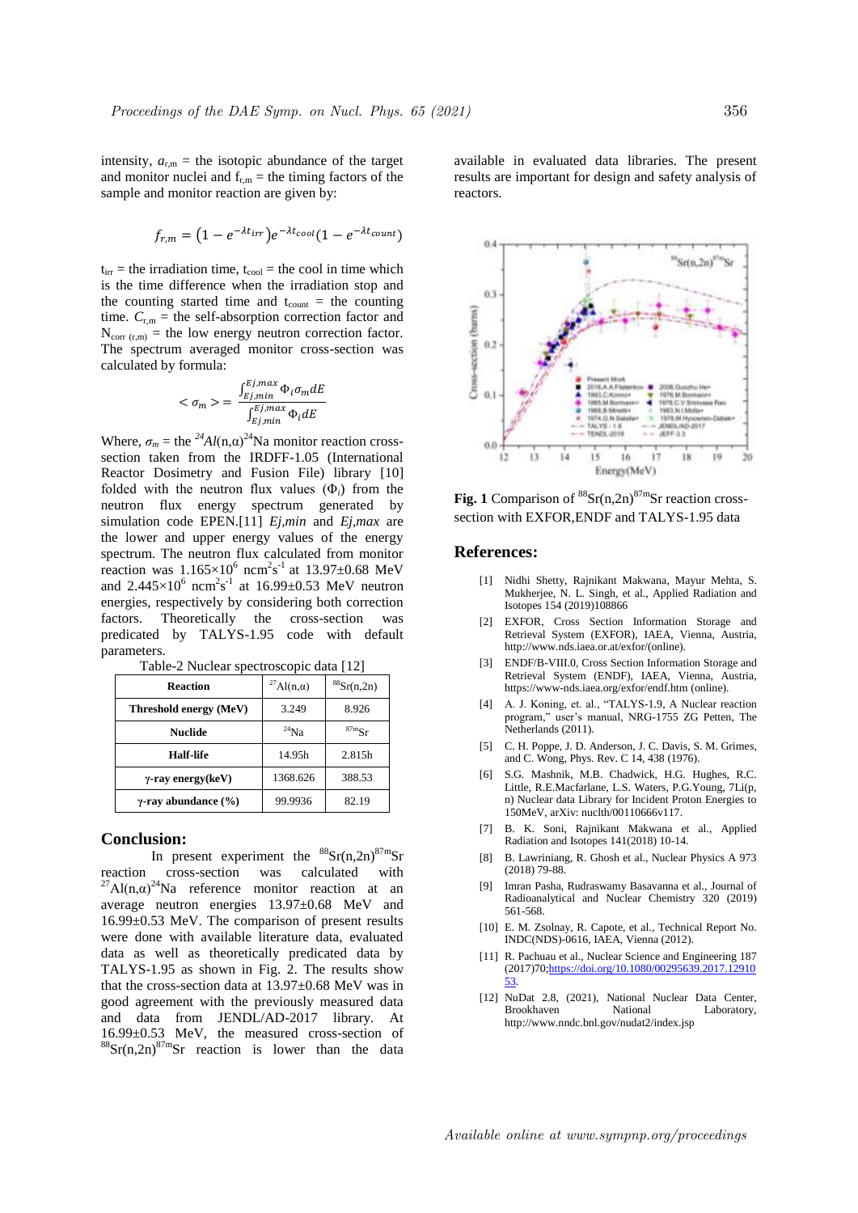intensity, $a_{r,m}$ = the isotopic abundance of the target and monitor nuclei and $f_{r,m}$ = the timing factors of the sample and monitor reaction are given by:

$$f_{r,m} = \left(1 - e^{-\lambda t_{irr}}\right) e^{-\lambda t_{cool}} \left(1 - e^{-\lambda t_{count}}\right)$$

$t_{irr}$ = the irradiation time, $t_{cool}$ = the cool in time which is the time difference when the irradiation stop and the counting started time and $t_{count}$ = the counting time. $C_{r,m}$ = the self-absorption correction factor and $N_{corr\ (r,m)}$ = the low energy neutron correction factor. The spectrum averaged monitor cross-section was calculated by formula:

$$< \sigma_m > = \frac{\int_{Ej,min}^{Ej,max} \Phi_i \sigma_m dE}{\int_{Ej,min}^{Ej,max} \Phi_i dE}$$

Where, $\sigma_m$ = the $^{24}Al(n,\alpha)^{24}Na$ monitor reaction cross-section taken from the IRDFF-1.05 (International Reactor Dosimetry and Fusion File) library [10] folded with the neutron flux values ($\Phi_i$) from the neutron flux energy spectrum generated by simulation code EPEN.[11] *Ej,min* and *Ej,max* are the lower and upper energy values of the energy spectrum. The neutron flux calculated from monitor reaction was $1.165\times10^6$ ncm$^2$s$^{-1}$ at 13.97±0.68 MeV and $2.445\times10^6$ ncm$^2$s$^{-1}$ at 16.99±0.53 MeV neutron energies, respectively by considering both correction factors. Theoretically the cross-section was predicated by TALYS-1.95 code with default parameters.

Table-2 Nuclear spectroscopic data [12]

| **Reaction** | $^{27}Al(n,\alpha)$ | $^{88}Sr(n,2n)$ |
|---|---|---|
| **Threshold energy (MeV)** | 3.249 | 8.926 |
| **Nuclide** | $^{24}Na$ | $^{87m}Sr$ |
| **Half-life** | 14.95h | 2.815h |
| **γ-ray energy(keV)** | 1368.626 | 388.53 |
| **γ-ray abundance (%)** | 99.9936 | 82.19 |

## Conclusion:

In present experiment the $^{88}Sr(n,2n)^{87m}Sr$ reaction cross-section was calculated with $^{27}Al(n,\alpha)^{24}Na$ reference monitor reaction at an average neutron energies 13.97±0.68 MeV and 16.99±0.53 MeV. The comparison of present results were done with available literature data, evaluated data as well as theoretically predicated data by TALYS-1.95 as shown in Fig. 2. The results show that the cross-section data at 13.97±0.68 MeV was in good agreement with the previously measured data and data from JENDL/AD-2017 library. At 16.99±0.53 MeV, the measured cross-section of $^{88}Sr(n,2n)^{87m}Sr$ reaction is lower than the data available in evaluated data libraries. The present results are important for design and safety analysis of reactors.

$^{88}$Sr(n,2n)$^{87m}$Sr

Cross-section (barns)

Energy(MeV)

0.0
0.1
0.2
0.3
0.4

12 13 14 15 16 17 18 19 20

Present Work
2016,A.A.Filatenkov
1993,C.Konno+
1985,M.Bormann+
1983,B.Minetti+
1974,G.N.Salaita+
TALYS - 1.9
TENDL-2019
2008,Guozhu He+
1976,M.Bormann+
1978,C.V.Srinivasa Rao
1983,N.I.Molla+
1978,M.Hyvonen-Dabek+
JENDL/AD-2017
JEFF-3.3

**Fig. 1** Comparison of $^{88}Sr(n,2n)^{87m}Sr$ reaction cross-section with EXFOR,ENDF and TALYS-1.95 data

## References:

[1] Nidhi Shetty, Rajnikant Makwana, Mayur Mehta, S. Mukherjee, N. L. Singh, et al., Applied Radiation and Isotopes 154 (2019)108866

[2] EXFOR, Cross Section Information Storage and Retrieval System (EXFOR), IAEA, Vienna, Austria, http://www.nds.iaea.or.at/exfor/(online).

[3] ENDF/B-VIII.0, Cross Section Information Storage and Retrieval System (ENDF), IAEA, Vienna, Austria, https://www-nds.iaea.org/exfor/endf.htm (online).

[4] A. J. Koning, et. al., "TALYS-1.9, A Nuclear reaction program," user's manual, NRG-1755 ZG Petten, The Netherlands (2011).

[5] C. H. Poppe, J. D. Anderson, J. C. Davis, S. M. Grimes, and C. Wong, Phys. Rev. C 14, 438 (1976).

[6] S.G. Mashnik, M.B. Chadwick, H.G. Hughes, R.C. Little, R.E.Macfarlane, L.S. Waters, P.G.Young, 7Li(p, n) Nuclear data Library for Incident Proton Energies to 150MeV, arXiv: nuclth/00110666v117.

[7] B. K. Soni, Rajnikant Makwana et al., Applied Radiation and Isotopes 141(2018) 10-14.

[8] B. Lawriniang, R. Ghosh et al., Nuclear Physics A 973 (2018) 79-88.

[9] Imran Pasha, Rudraswamy Basavanna et al., Journal of Radioanalytical and Nuclear Chemistry 320 (2019) 561-568.

[10] E. M. Zsolnay, R. Capote, et al., Technical Report No. INDC(NDS)-0616, IAEA, Vienna (2012).

[11] R. Pachuau et al., Nuclear Science and Engineering 187 (2017)70;https://doi.org/10.1080/00295639.2017.1291053.

[12] NuDat 2.8, (2021), National Nuclear Data Center, Brookhaven National Laboratory, http://www.nndc.bnl.gov/nudat2/index.jsp